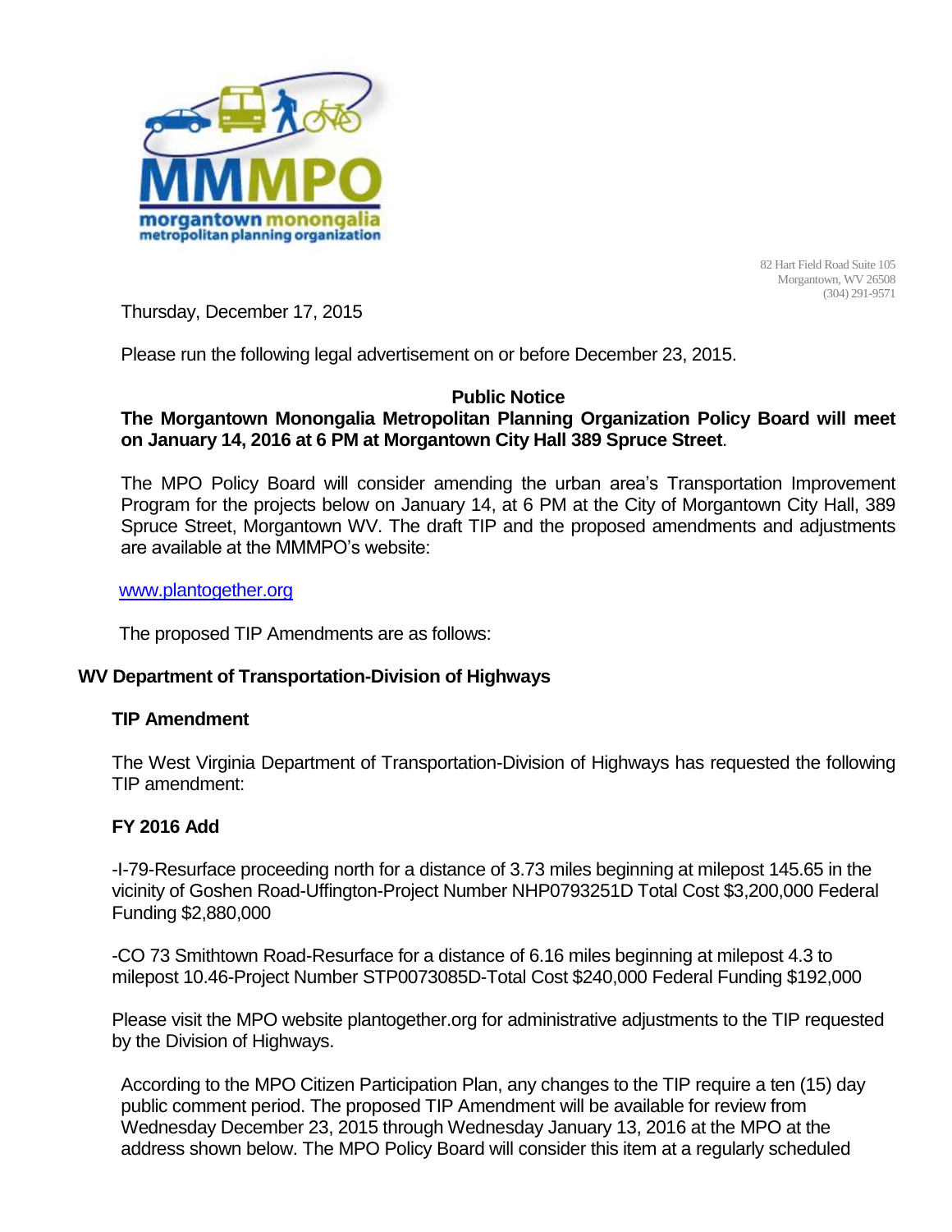82 Hart Field Road Suite 105
Morgantown, WV 26508
(304) 291-9571

Thursday, December 17, 2015

Please run the following legal advertisement on or before December 23, 2015.

**Public Notice**

**The Morgantown Monongalia Metropolitan Planning Organization Policy Board will meet on January 14, 2016 at 6 PM at Morgantown City Hall 389 Spruce Street**.

The MPO Policy Board will consider amending the urban area's Transportation Improvement Program for the projects below on January 14, at 6 PM at the City of Morgantown City Hall, 389 Spruce Street, Morgantown WV. The draft TIP and the proposed amendments and adjustments are available at the MMMPO's website:

www.plantogether.org

The proposed TIP Amendments are as follows:

**WV Department of Transportation-Division of Highways**

**TIP Amendment**

The West Virginia Department of Transportation-Division of Highways has requested the following TIP amendment:

**FY 2016 Add**

-I-79-Resurface proceeding north for a distance of 3.73 miles beginning at milepost 145.65 in the vicinity of Goshen Road-Uffington-Project Number NHP0793251D Total Cost $3,200,000 Federal Funding $2,880,000

-CO 73 Smithtown Road-Resurface for a distance of 6.16 miles beginning at milepost 4.3 to milepost 10.46-Project Number STP0073085D-Total Cost $240,000 Federal Funding $192,000

Please visit the MPO website plantogether.org for administrative adjustments to the TIP requested by the Division of Highways.

According to the MPO Citizen Participation Plan, any changes to the TIP require a ten (15) day public comment period. The proposed TIP Amendment will be available for review from Wednesday December 23, 2015 through Wednesday January 13, 2016 at the MPO at the address shown below. The MPO Policy Board will consider this item at a regularly scheduled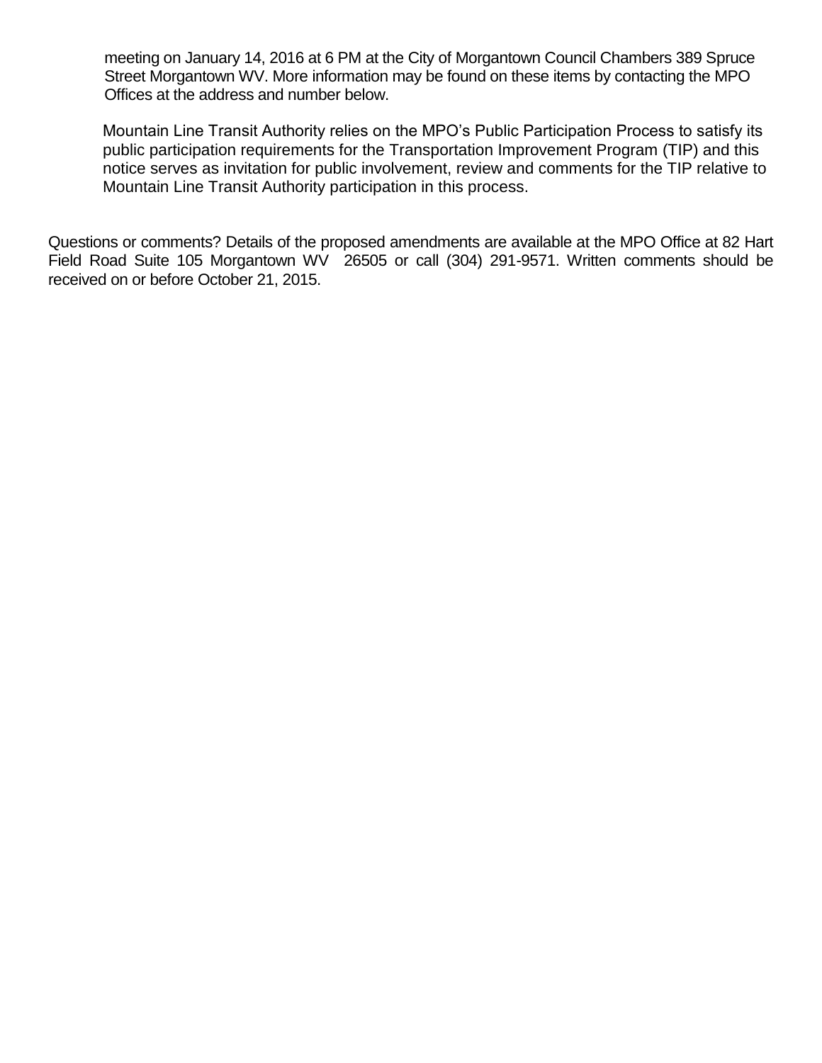meeting on January 14, 2016 at 6 PM at the City of Morgantown Council Chambers 389 Spruce Street Morgantown WV. More information may be found on these items by contacting the MPO Offices at the address and number below.

Mountain Line Transit Authority relies on the MPO's Public Participation Process to satisfy its public participation requirements for the Transportation Improvement Program (TIP) and this notice serves as invitation for public involvement, review and comments for the TIP relative to Mountain Line Transit Authority participation in this process.

Questions or comments? Details of the proposed amendments are available at the MPO Office at 82 Hart Field Road Suite 105 Morgantown WV 26505 or call (304) 291-9571. Written comments should be received on or before October 21, 2015.